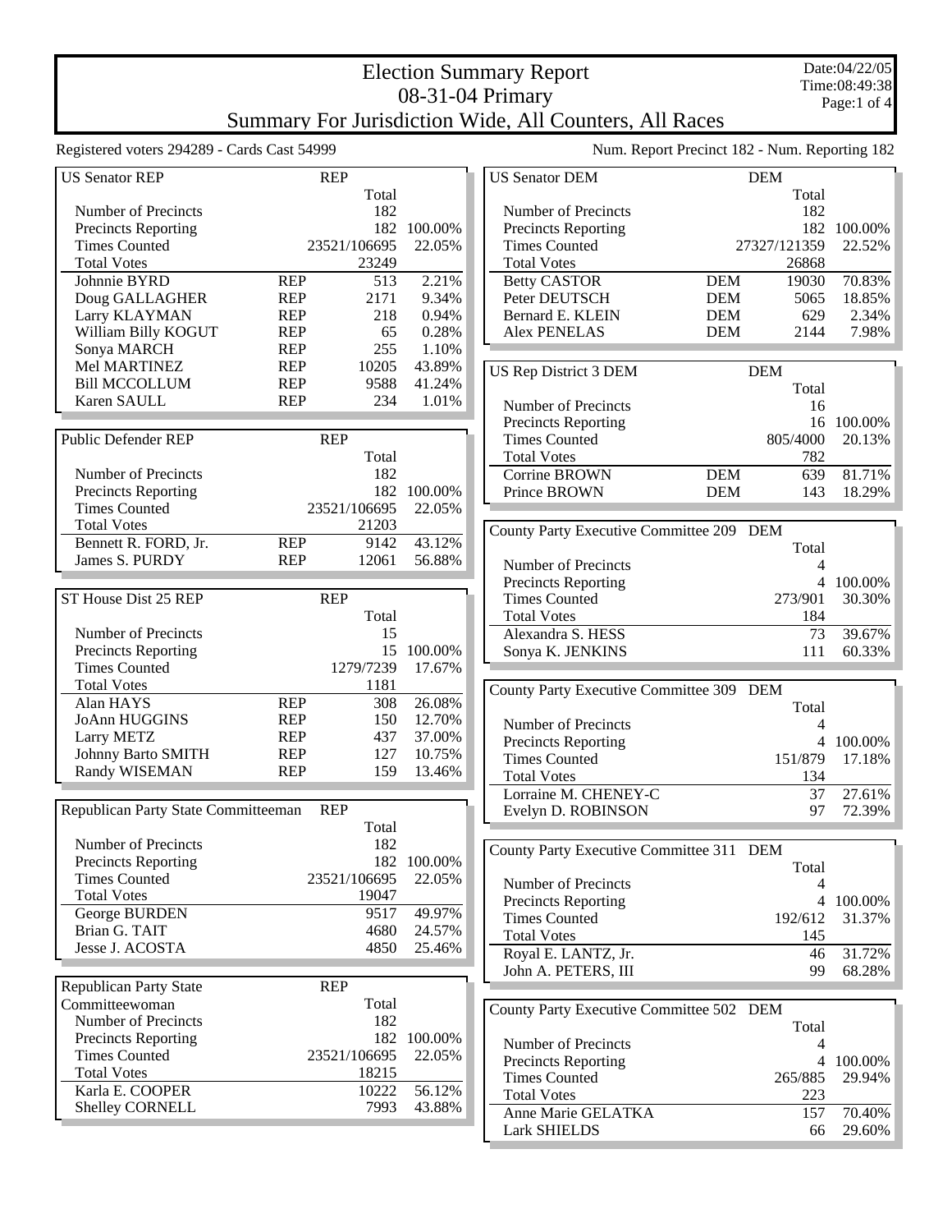# Election Summary Report

## 08-31-04 Primary

## Summary For Jurisdiction Wide, All Counters, All Races

Date:04/22/05
Time:08:49:38

Registered voters 294289 - Cards Cast 54999

Num. Report Precinct 182 - Num. Reporting 182

### US Senator REP

| | REP | Total | |
|---|---|---|---|
| Number of Precincts | | 182 | |
| Precincts Reporting | | 182 | 100.00% |
| Times Counted | | 23521/106695 | 22.05% |
| Total Votes | | 23249 | |
| Johnnie BYRD | REP | 513 | 2.21% |
| Doug GALLAGHER | REP | 2171 | 9.34% |
| Larry KLAYMAN | REP | 218 | 0.94% |
| William Billy KOGUT | REP | 65 | 0.28% |
| Sonya MARCH | REP | 255 | 1.10% |
| Mel MARTINEZ | REP | 10205 | 43.89% |
| Bill MCCOLLUM | REP | 9588 | 41.24% |
| Karen SAULL | REP | 234 | 1.01% |

### Public Defender REP

| | REP | Total | |
|---|---|---|---|
| Number of Precincts | | 182 | |
| Precincts Reporting | | 182 | 100.00% |
| Times Counted | | 23521/106695 | 22.05% |
| Total Votes | | 21203 | |
| Bennett R. FORD, Jr. | REP | 9142 | 43.12% |
| James S. PURDY | REP | 12061 | 56.88% |

### ST House Dist 25 REP

| | REP | Total | |
|---|---|---|---|
| Number of Precincts | | 15 | |
| Precincts Reporting | | 15 | 100.00% |
| Times Counted | | 1279/7239 | 17.67% |
| Total Votes | | 1181 | |
| Alan HAYS | REP | 308 | 26.08% |
| JoAnn HUGGINS | REP | 150 | 12.70% |
| Larry METZ | REP | 437 | 37.00% |
| Johnny Barto SMITH | REP | 127 | 10.75% |
| Randy WISEMAN | REP | 159 | 13.46% |

### Republican Party State Committeeman

| | REP | Total | |
|---|---|---|---|
| Number of Precincts | | 182 | |
| Precincts Reporting | | 182 | 100.00% |
| Times Counted | | 23521/106695 | 22.05% |
| Total Votes | | 19047 | |
| George BURDEN | | 9517 | 49.97% |
| Brian G. TAIT | | 4680 | 24.57% |
| Jesse J. ACOSTA | | 4850 | 25.46% |

### Republican Party State Committeewoman

| | REP | Total | |
|---|---|---|---|
| Number of Precincts | | 182 | |
| Precincts Reporting | | 182 | 100.00% |
| Times Counted | | 23521/106695 | 22.05% |
| Total Votes | | 18215 | |
| Karla E. COOPER | | 10222 | 56.12% |
| Shelley CORNELL | | 7993 | 43.88% |

### US Senator DEM

| | DEM | Total | |
|---|---|---|---|
| Number of Precincts | | 182 | |
| Precincts Reporting | | 182 | 100.00% |
| Times Counted | | 27327/121359 | 22.52% |
| Total Votes | | 26868 | |
| Betty CASTOR | DEM | 19030 | 70.83% |
| Peter DEUTSCH | DEM | 5065 | 18.85% |
| Bernard E. KLEIN | DEM | 629 | 2.34% |
| Alex PENELAS | DEM | 2144 | 7.98% |

### US Rep District 3 DEM

| | DEM | Total | |
|---|---|---|---|
| Number of Precincts | | 16 | |
| Precincts Reporting | | 16 | 100.00% |
| Times Counted | | 805/4000 | 20.13% |
| Total Votes | | 782 | |
| Corrine BROWN | DEM | 639 | 81.71% |
| Prince BROWN | DEM | 143 | 18.29% |

### County Party Executive Committee 209

| | DEM | Total | |
|---|---|---|---|
| Number of Precincts | | 4 | |
| Precincts Reporting | | 4 | 100.00% |
| Times Counted | | 273/901 | 30.30% |
| Total Votes | | 184 | |
| Alexandra S. HESS | | 73 | 39.67% |
| Sonya K. JENKINS | | 111 | 60.33% |

### County Party Executive Committee 309

| | DEM | Total | |
|---|---|---|---|
| Number of Precincts | | 4 | |
| Precincts Reporting | | 4 | 100.00% |
| Times Counted | | 151/879 | 17.18% |
| Total Votes | | 134 | |
| Lorraine M. CHENEY-C | | 37 | 27.61% |
| Evelyn D. ROBINSON | | 97 | 72.39% |

### County Party Executive Committee 311

| | DEM | Total | |
|---|---|---|---|
| Number of Precincts | | 4 | |
| Precincts Reporting | | 4 | 100.00% |
| Times Counted | | 192/612 | 31.37% |
| Total Votes | | 145 | |
| Royal E. LANTZ, Jr. | | 46 | 31.72% |
| John A. PETERS, III | | 99 | 68.28% |

### County Party Executive Committee 502

| | DEM | Total | |
|---|---|---|---|
| Number of Precincts | | 4 | |
| Precincts Reporting | | 4 | 100.00% |
| Times Counted | | 265/885 | 29.94% |
| Total Votes | | 223 | |
| Anne Marie GELATKA | | 157 | 70.40% |
| Lark SHIELDS | | 66 | 29.60% |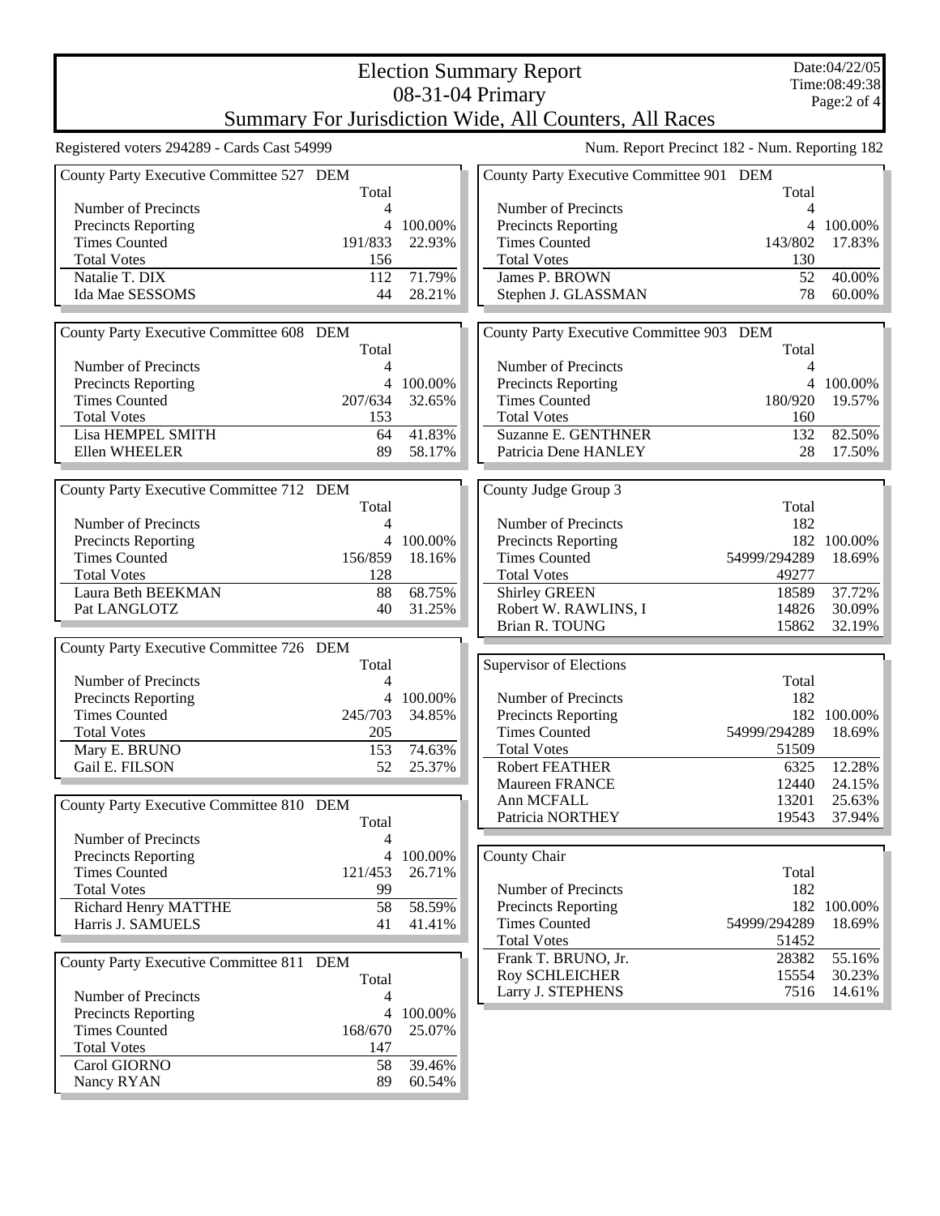# Election Summary Report

## 08-31-04 Primary

## Summary For Jurisdiction Wide, All Counters, All Races

Date:04/22/05
Time:08:49:38

Registered voters 294289 - Cards Cast 54999

Num. Report Precinct 182 - Num. Reporting 182

### County Party Executive Committee 527 DEM

| | Total | |
|---|---|---|
| Number of Precincts | 4 | |
| Precincts Reporting | 4 | 100.00% |
| Times Counted | 191/833 | 22.93% |
| Total Votes | 156 | |
| Natalie T. DIX | 112 | 71.79% |
| Ida Mae SESSOMS | 44 | 28.21% |

### County Party Executive Committee 608 DEM

| | Total | |
|---|---|---|
| Number of Precincts | 4 | |
| Precincts Reporting | 4 | 100.00% |
| Times Counted | 207/634 | 32.65% |
| Total Votes | 153 | |
| Lisa HEMPEL SMITH | 64 | 41.83% |
| Ellen WHEELER | 89 | 58.17% |

### County Party Executive Committee 712 DEM

| | Total | |
|---|---|---|
| Number of Precincts | 4 | |
| Precincts Reporting | 4 | 100.00% |
| Times Counted | 156/859 | 18.16% |
| Total Votes | 128 | |
| Laura Beth BEEKMAN | 88 | 68.75% |
| Pat LANGLOTZ | 40 | 31.25% |

### County Party Executive Committee 726 DEM

| | Total | |
|---|---|---|
| Number of Precincts | 4 | |
| Precincts Reporting | 4 | 100.00% |
| Times Counted | 245/703 | 34.85% |
| Total Votes | 205 | |
| Mary E. BRUNO | 153 | 74.63% |
| Gail E. FILSON | 52 | 25.37% |

### County Party Executive Committee 810 DEM

| | Total | |
|---|---|---|
| Number of Precincts | 4 | |
| Precincts Reporting | 4 | 100.00% |
| Times Counted | 121/453 | 26.71% |
| Total Votes | 99 | |
| Richard Henry MATTHE | 58 | 58.59% |
| Harris J. SAMUELS | 41 | 41.41% |

### County Party Executive Committee 811 DEM

| | Total | |
|---|---|---|
| Number of Precincts | 4 | |
| Precincts Reporting | 4 | 100.00% |
| Times Counted | 168/670 | 25.07% |
| Total Votes | 147 | |
| Carol GIORNO | 58 | 39.46% |
| Nancy RYAN | 89 | 60.54% |

### County Party Executive Committee 901 DEM

| | Total | |
|---|---|---|
| Number of Precincts | 4 | |
| Precincts Reporting | 4 | 100.00% |
| Times Counted | 143/802 | 17.83% |
| Total Votes | 130 | |
| James P. BROWN | 52 | 40.00% |
| Stephen J. GLASSMAN | 78 | 60.00% |

### County Party Executive Committee 903 DEM

| | Total | |
|---|---|---|
| Number of Precincts | 4 | |
| Precincts Reporting | 4 | 100.00% |
| Times Counted | 180/920 | 19.57% |
| Total Votes | 160 | |
| Suzanne E. GENTHNER | 132 | 82.50% |
| Patricia Dene HANLEY | 28 | 17.50% |

### County Judge Group 3

| | Total | |
|---|---|---|
| Number of Precincts | 182 | |
| Precincts Reporting | 182 | 100.00% |
| Times Counted | 54999/294289 | 18.69% |
| Total Votes | 49277 | |
| Shirley GREEN | 18589 | 37.72% |
| Robert W. RAWLINS, I | 14826 | 30.09% |
| Brian R. TOUNG | 15862 | 32.19% |

### Supervisor of Elections

| | Total | |
|---|---|---|
| Number of Precincts | 182 | |
| Precincts Reporting | 182 | 100.00% |
| Times Counted | 54999/294289 | 18.69% |
| Total Votes | 51509 | |
| Robert FEATHER | 6325 | 12.28% |
| Maureen FRANCE | 12440 | 24.15% |
| Ann MCFALL | 13201 | 25.63% |
| Patricia NORTHEY | 19543 | 37.94% |

### County Chair

| | Total | |
|---|---|---|
| Number of Precincts | 182 | |
| Precincts Reporting | 182 | 100.00% |
| Times Counted | 54999/294289 | 18.69% |
| Total Votes | 51452 | |
| Frank T. BRUNO, Jr. | 28382 | 55.16% |
| Roy SCHLEICHER | 15554 | 30.23% |
| Larry J. STEPHENS | 7516 | 14.61% |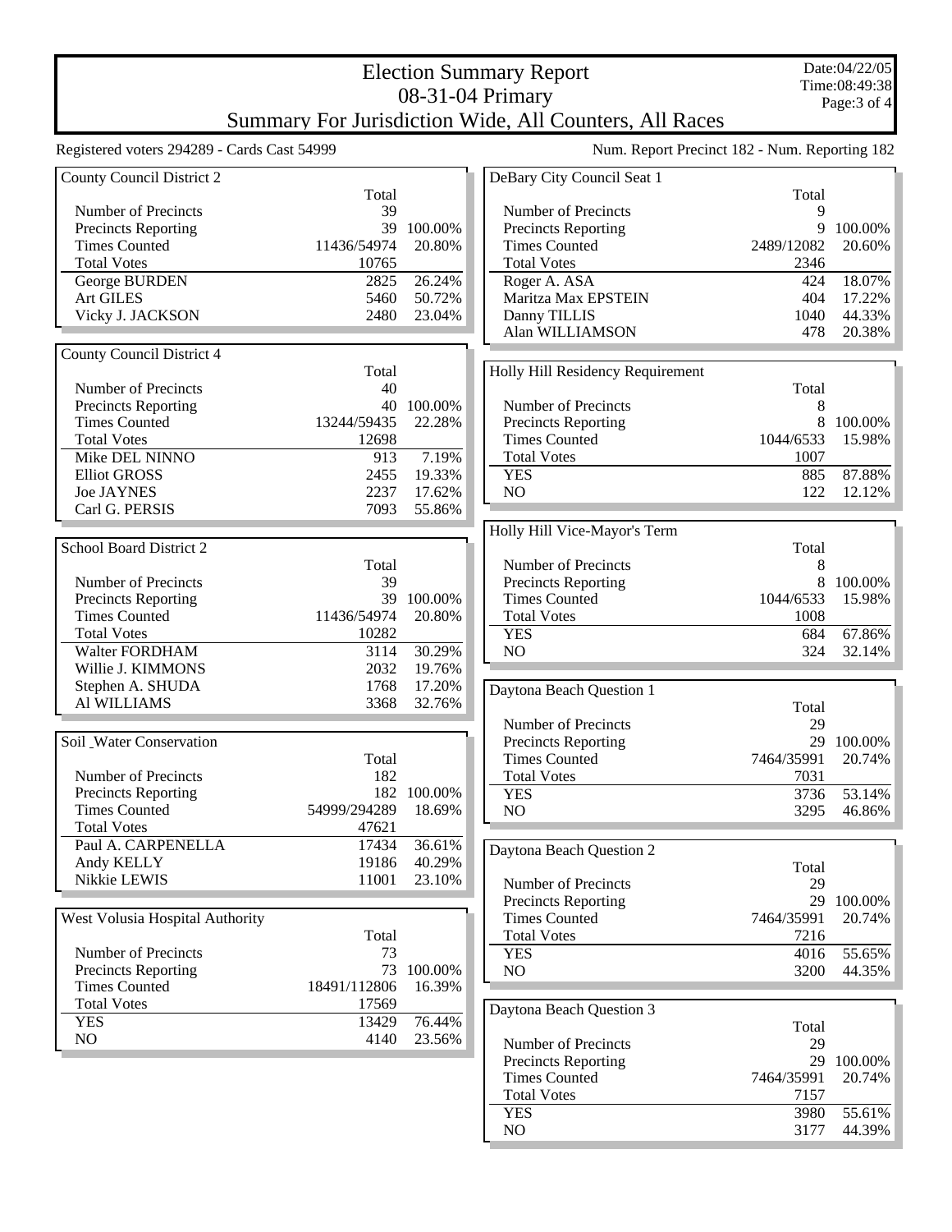# Election Summary Report

## 08-31-04 Primary

## Summary For Jurisdiction Wide, All Counters, All Races

Date:04/22/05
Time:08:49:38

Registered voters 294289 - Cards Cast 54999

Num. Report Precinct 182 - Num. Reporting 182

### County Council District 2

| | Total | |
|---|---|---|
| Number of Precincts | 39 | |
| Precincts Reporting | 39 | 100.00% |
| Times Counted | 11436/54974 | 20.80% |
| Total Votes | 10765 | |
| George BURDEN | 2825 | 26.24% |
| Art GILES | 5460 | 50.72% |
| Vicky J. JACKSON | 2480 | 23.04% |

### County Council District 4

| | Total | |
|---|---|---|
| Number of Precincts | 40 | |
| Precincts Reporting | 40 | 100.00% |
| Times Counted | 13244/59435 | 22.28% |
| Total Votes | 12698 | |
| Mike DEL NINNO | 913 | 7.19% |
| Elliot GROSS | 2455 | 19.33% |
| Joe JAYNES | 2237 | 17.62% |
| Carl G. PERSIS | 7093 | 55.86% |

### School Board District 2

| | Total | |
|---|---|---|
| Number of Precincts | 39 | |
| Precincts Reporting | 39 | 100.00% |
| Times Counted | 11436/54974 | 20.80% |
| Total Votes | 10282 | |
| Walter FORDHAM | 3114 | 30.29% |
| Willie J. KIMMONS | 2032 | 19.76% |
| Stephen A. SHUDA | 1768 | 17.20% |
| Al WILLIAMS | 3368 | 32.76% |

### Soil _Water Conservation

| | Total | |
|---|---|---|
| Number of Precincts | 182 | |
| Precincts Reporting | 182 | 100.00% |
| Times Counted | 54999/294289 | 18.69% |
| Total Votes | 47621 | |
| Paul A. CARPENELLA | 17434 | 36.61% |
| Andy KELLY | 19186 | 40.29% |
| Nikkie LEWIS | 11001 | 23.10% |

### West Volusia Hospital Authority

| | Total | |
|---|---|---|
| Number of Precincts | 73 | |
| Precincts Reporting | 73 | 100.00% |
| Times Counted | 18491/112806 | 16.39% |
| Total Votes | 17569 | |
| YES | 13429 | 76.44% |
| NO | 4140 | 23.56% |

### DeBary City Council Seat 1

| | Total | |
|---|---|---|
| Number of Precincts | 9 | |
| Precincts Reporting | 9 | 100.00% |
| Times Counted | 2489/12082 | 20.60% |
| Total Votes | 2346 | |
| Roger A. ASA | 424 | 18.07% |
| Maritza Max EPSTEIN | 404 | 17.22% |
| Danny TILLIS | 1040 | 44.33% |
| Alan WILLIAMSON | 478 | 20.38% |

### Holly Hill Residency Requirement

| | Total | |
|---|---|---|
| Number of Precincts | 8 | |
| Precincts Reporting | 8 | 100.00% |
| Times Counted | 1044/6533 | 15.98% |
| Total Votes | 1007 | |
| YES | 885 | 87.88% |
| NO | 122 | 12.12% |

### Holly Hill Vice-Mayor's Term

| | Total | |
|---|---|---|
| Number of Precincts | 8 | |
| Precincts Reporting | 8 | 100.00% |
| Times Counted | 1044/6533 | 15.98% |
| Total Votes | 1008 | |
| YES | 684 | 67.86% |
| NO | 324 | 32.14% |

### Daytona Beach Question 1

| | Total | |
|---|---|---|
| Number of Precincts | 29 | |
| Precincts Reporting | 29 | 100.00% |
| Times Counted | 7464/35991 | 20.74% |
| Total Votes | 7031 | |
| YES | 3736 | 53.14% |
| NO | 3295 | 46.86% |

### Daytona Beach Question 2

| | Total | |
|---|---|---|
| Number of Precincts | 29 | |
| Precincts Reporting | 29 | 100.00% |
| Times Counted | 7464/35991 | 20.74% |
| Total Votes | 7216 | |
| YES | 4016 | 55.65% |
| NO | 3200 | 44.35% |

### Daytona Beach Question 3

| | Total | |
|---|---|---|
| Number of Precincts | 29 | |
| Precincts Reporting | 29 | 100.00% |
| Times Counted | 7464/35991 | 20.74% |
| Total Votes | 7157 | |
| YES | 3980 | 55.61% |
| NO | 3177 | 44.39% |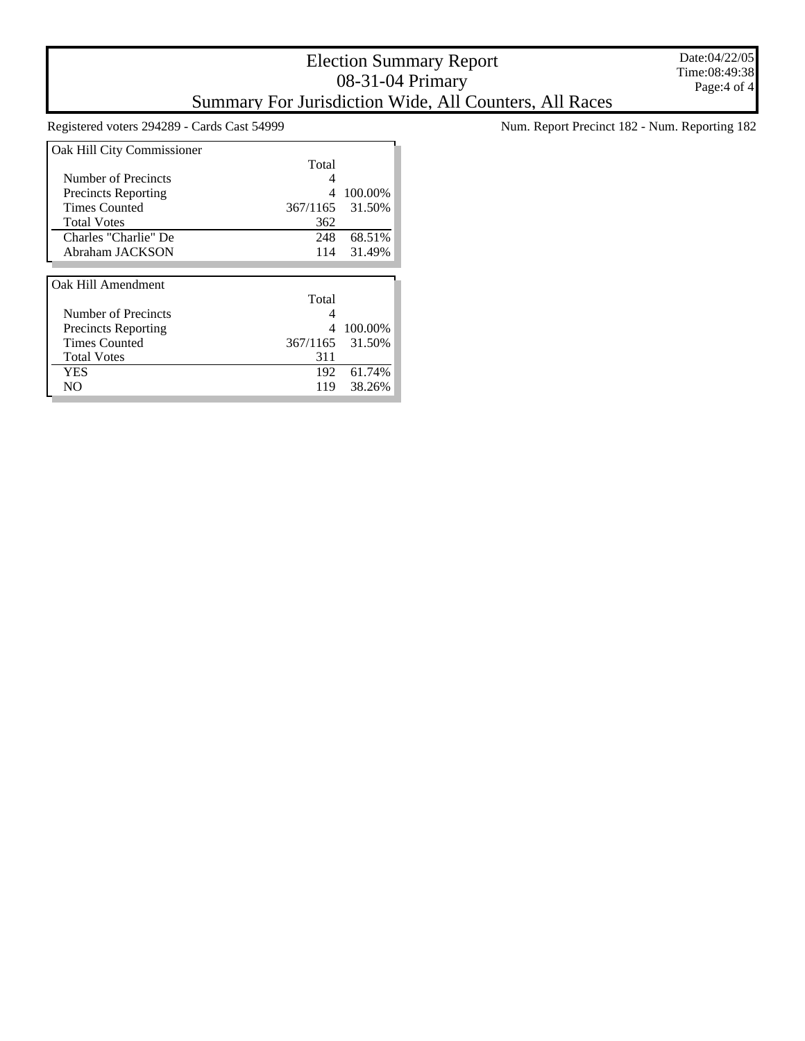# Election Summary Report
## 08-31-04 Primary
## Summary For Jurisdiction Wide, All Counters, All Races

Date:04/22/05
Time:08:49:38

Registered voters 294289 - Cards Cast 54999

Num. Report Precinct 182 - Num. Reporting 182

| Oak Hill City Commissioner | Total | |
|---|---|---|
| Number of Precincts | 4 | |
| Precincts Reporting | 4 | 100.00% |
| Times Counted | 367/1165 | 31.50% |
| Total Votes | 362 | |
| Charles "Charlie" De | 248 | 68.51% |
| Abraham JACKSON | 114 | 31.49% |

| Oak Hill Amendment | Total | |
|---|---|---|
| Number of Precincts | 4 | |
| Precincts Reporting | 4 | 100.00% |
| Times Counted | 367/1165 | 31.50% |
| Total Votes | 311 | |
| YES | 192 | 61.74% |
| NO | 119 | 38.26% |